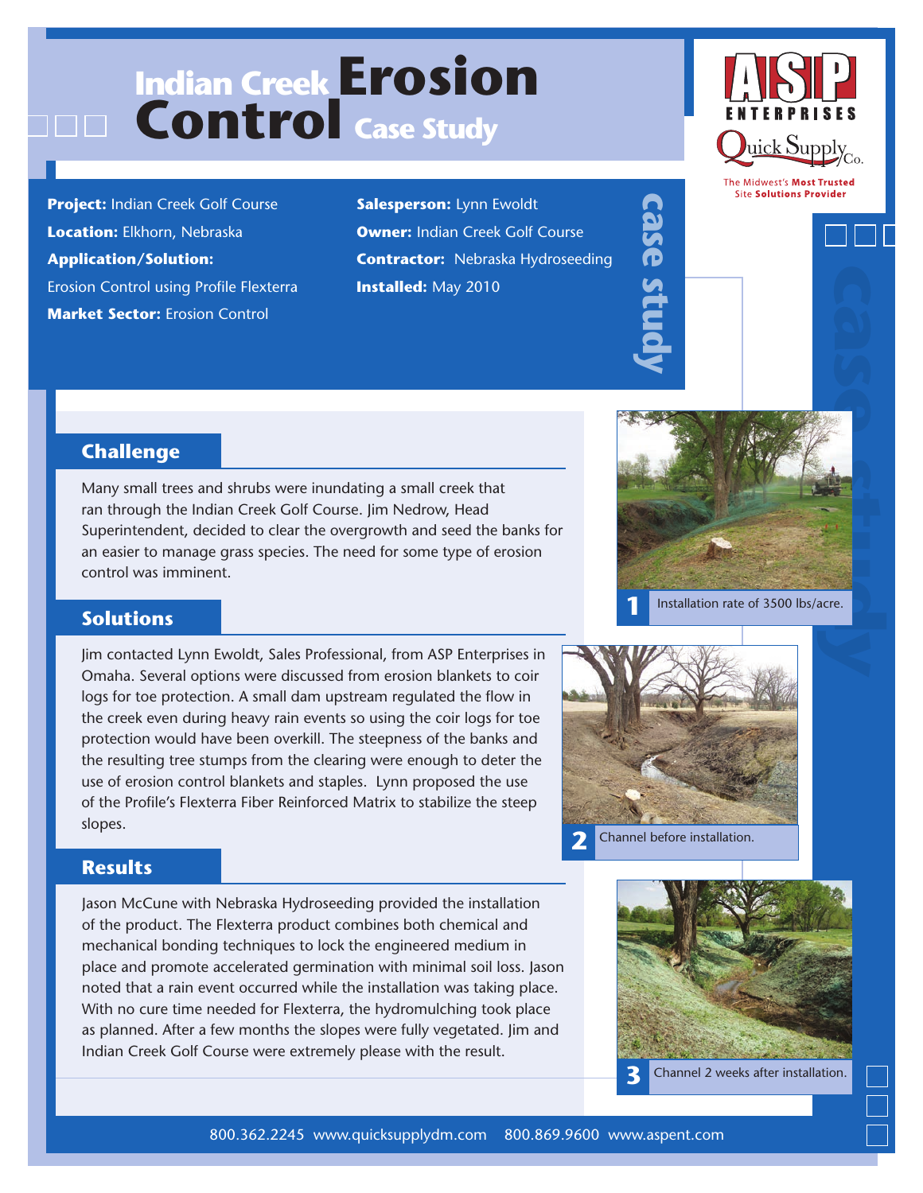# Indian Creek Erosion Control Case Study

ASP ENTERPRISES

Quick Supply Co.

The Midwest's **Most Trusted** Site **Solutions Provider**

**Project:** Indian Creek Golf Course
**Location:** Elkhorn, Nebraska
**Application/Solution:**
Erosion Control using Profile Flexterra
**Market Sector:** Erosion Control

**Salesperson:** Lynn Ewoldt
**Owner:** Indian Creek Golf Course
**Contractor:** Nebraska Hydroseeding
**Installed:** May 2010

case study

## Challenge

Many small trees and shrubs were inundating a small creek that ran through the Indian Creek Golf Course. Jim Nedrow, Head Superintendent, decided to clear the overgrowth and seed the banks for an easier to manage grass species. The need for some type of erosion control was imminent.

## Solutions

Jim contacted Lynn Ewoldt, Sales Professional, from ASP Enterprises in Omaha. Several options were discussed from erosion blankets to coir logs for toe protection. A small dam upstream regulated the flow in the creek even during heavy rain events so using the coir logs for toe protection would have been overkill. The steepness of the banks and the resulting tree stumps from the clearing were enough to deter the use of erosion control blankets and staples. Lynn proposed the use of the Profile's Flexterra Fiber Reinforced Matrix to stabilize the steep slopes.

## Results

Jason McCune with Nebraska Hydroseeding provided the installation of the product. The Flexterra product combines both chemical and mechanical bonding techniques to lock the engineered medium in place and promote accelerated germination with minimal soil loss. Jason noted that a rain event occurred while the installation was taking place. With no cure time needed for Flexterra, the hydromulching took place as planned. After a few months the slopes were fully vegetated. Jim and Indian Creek Golf Course were extremely please with the result.

1 Installation rate of 3500 lbs/acre.

2 Channel before installation.

3 Channel 2 weeks after installation.

800.362.2245 www.quicksupplydm.com 800.869.9600 www.aspent.com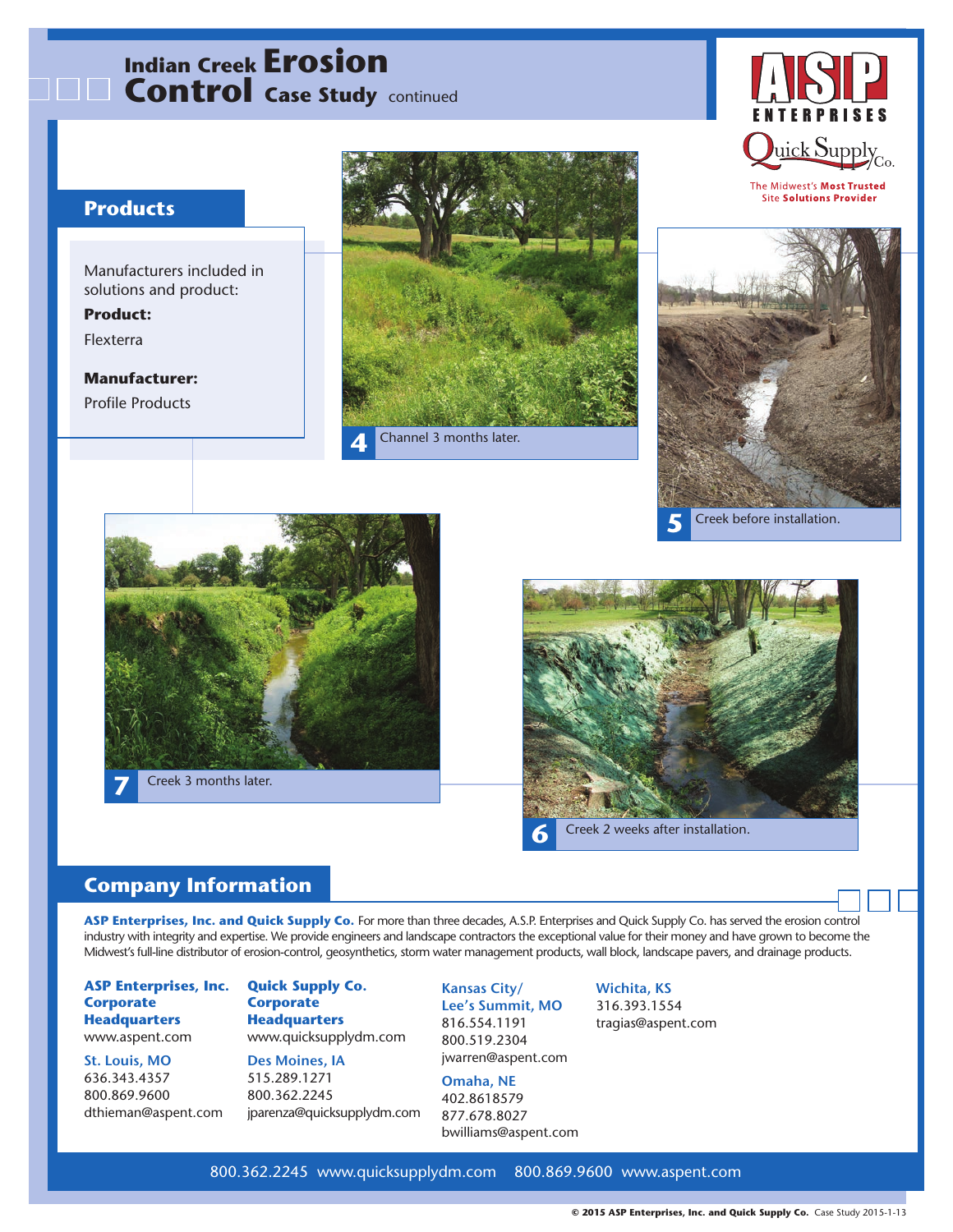# Indian Creek Erosion Control Case Study continued

## Products

Manufacturers included in solutions and product:

**Product:**

Flexterra

**Manufacturer:**

Profile Products

4 Channel 3 months later.

5 Creek before installation.

7 Creek 3 months later.

6 Creek 2 weeks after installation.

## Company Information

**ASP Enterprises, Inc. and Quick Supply Co.** For more than three decades, A.S.P. Enterprises and Quick Supply Co. has served the erosion control industry with integrity and expertise. We provide engineers and landscape contractors the exceptional value for their money and have grown to become the Midwest's full-line distributor of erosion-control, geosynthetics, storm water management products, wall block, landscape pavers, and drainage products.

**ASP Enterprises, Inc. Corporate Headquarters**
www.aspent.com

**St. Louis, MO**
636.343.4357
800.869.9600
dthieman@aspent.com

**Quick Supply Co. Corporate Headquarters**
www.quicksupplydm.com

**Des Moines, IA**
515.289.1271
800.362.2245
jparenza@quicksupplydm.com

**Kansas City/ Lee's Summit, MO**
816.554.1191
800.519.2304
jwarren@aspent.com

**Omaha, NE**
402.8618579
877.678.8027
bwilliams@aspent.com

**Wichita, KS**
316.393.1554
tragias@aspent.com

800.362.2245 www.quicksupplydm.com 800.869.9600 www.aspent.com

**© 2015 ASP Enterprises, Inc. and Quick Supply Co.** Case Study 2015-1-13